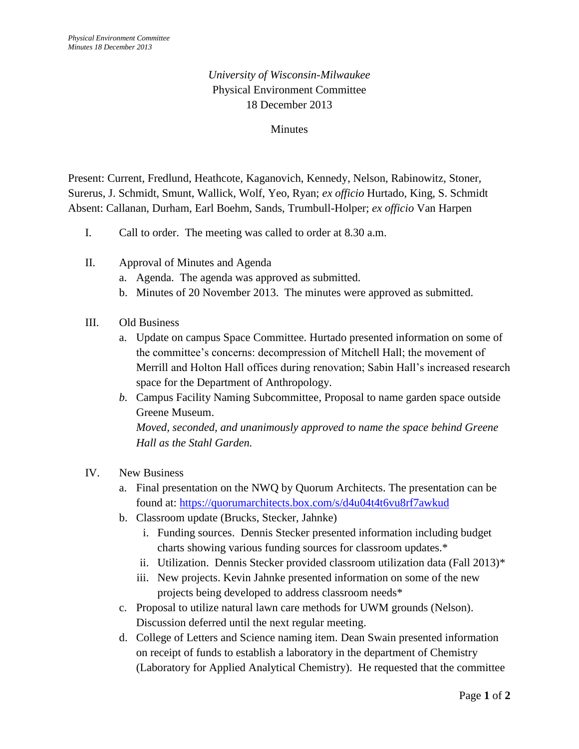*University of Wisconsin-Milwaukee*
Physical Environment Committee
18 December 2013

Minutes

Present: Current, Fredlund, Heathcote, Kaganovich, Kennedy, Nelson, Rabinowitz, Stoner, Surerus, J. Schmidt, Smunt, Wallick, Wolf, Yeo, Ryan; *ex officio* Hurtado, King, S. Schmidt
Absent: Callanan, Durham, Earl Boehm, Sands, Trumbull-Holper; *ex officio* Van Harpen

I. Call to order. The meeting was called to order at 8.30 a.m.

II. Approval of Minutes and Agenda
   a. Agenda. The agenda was approved as submitted.
   b. Minutes of 20 November 2013. The minutes were approved as submitted.

III. Old Business
   a. Update on campus Space Committee. Hurtado presented information on some of the committee's concerns: decompression of Mitchell Hall; the movement of Merrill and Holton Hall offices during renovation; Sabin Hall's increased research space for the Department of Anthropology.
   *b.* Campus Facility Naming Subcommittee, Proposal to name garden space outside Greene Museum.
   *Moved, seconded, and unanimously approved to name the space behind Greene Hall as the Stahl Garden.*

IV. New Business
   a. Final presentation on the NWQ by Quorum Architects. The presentation can be found at: https://quorumarchitects.box.com/s/d4u04t4t6vu8rf7awkud
   b. Classroom update (Brucks, Stecker, Jahnke)
      i. Funding sources. Dennis Stecker presented information including budget charts showing various funding sources for classroom updates.*
      ii. Utilization. Dennis Stecker provided classroom utilization data (Fall 2013)*
      iii. New projects. Kevin Jahnke presented information on some of the new projects being developed to address classroom needs*
   c. Proposal to utilize natural lawn care methods for UWM grounds (Nelson). Discussion deferred until the next regular meeting.
   d. College of Letters and Science naming item. Dean Swain presented information on receipt of funds to establish a laboratory in the department of Chemistry (Laboratory for Applied Analytical Chemistry). He requested that the committee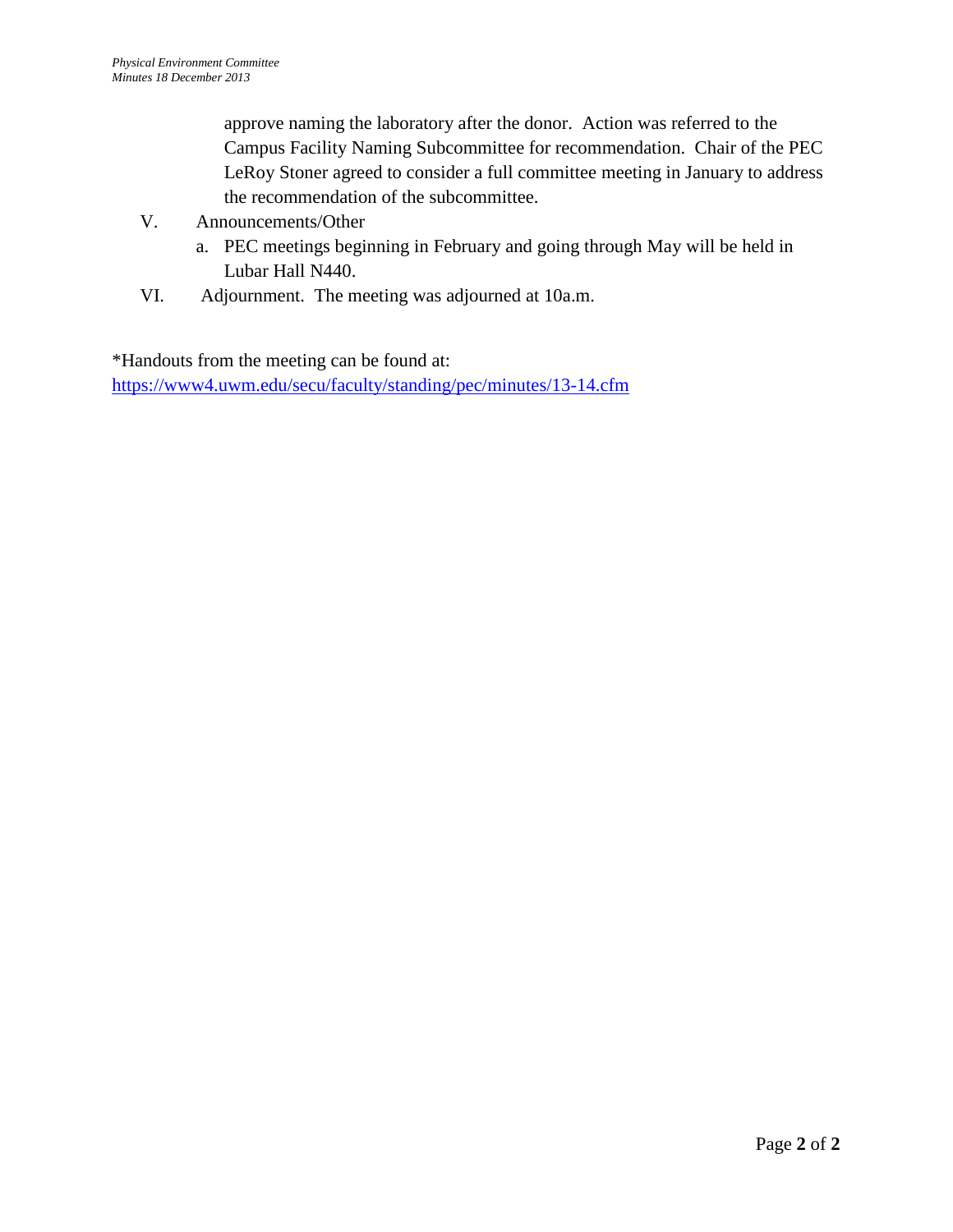approve naming the laboratory after the donor. Action was referred to the Campus Facility Naming Subcommittee for recommendation. Chair of the PEC LeRoy Stoner agreed to consider a full committee meeting in January to address the recommendation of the subcommittee.

V. Announcements/Other

   a. PEC meetings beginning in February and going through May will be held in Lubar Hall N440.

VI. Adjournment. The meeting was adjourned at 10a.m.

*Handouts from the meeting can be found at:
https://www4.uwm.edu/secu/faculty/standing/pec/minutes/13-14.cfm